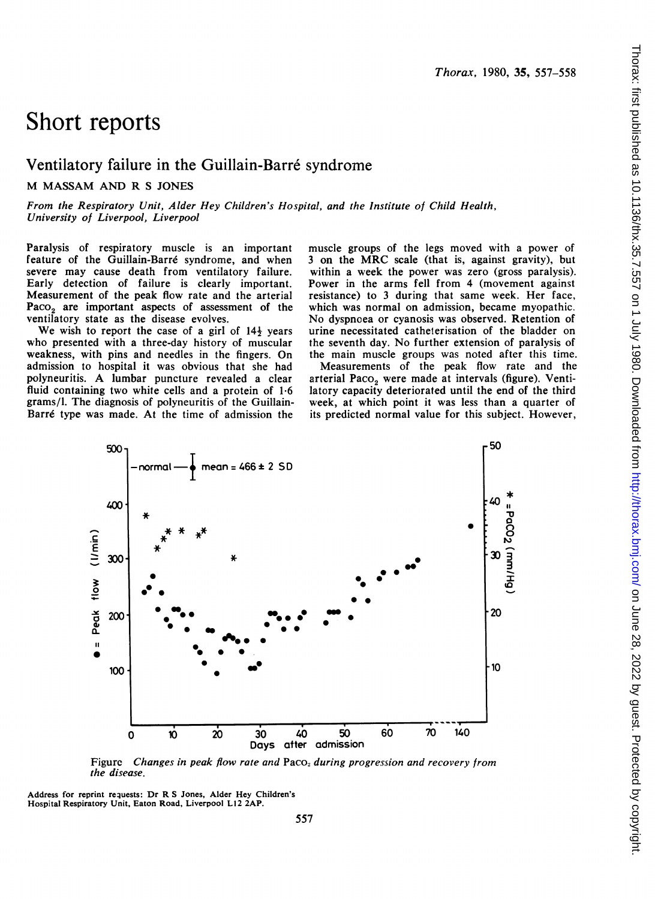# Short reports

## Ventilatory failure in the Guillain-Barré syndrome

M MASSAM AND R S JONES

*From the Respiratory Unit, Alder Hey Children's Hospital, and the Institute of Child Health, University of Liverpool, Liverpool*

Paralysis of respiratory muscle is an important feature of the Guillain-Barré syndrome, and when severe may cause death from ventilatory failure. Early detection of failure is clearly important. Measurement of the peak flow rate and the arterial $Paco_2$ are important aspects of assessment of the ventilatory state as the disease evolves.

We wish to report the case of a girl of 14½ years who presented with a three-day history of muscular weakness, with pins and needles in the fingers. On admission to hospital it was obvious that she had polyneuritis. A lumbar puncture revealed a clear fluid containing two white cells and a protein of 1·6 grams/l. The diagnosis of polyneuritis of the Guillain-Barré type was made. At the time of admission the muscle groups of the legs moved with a power of 3 on the MRC scale (that is, against gravity), but within a week the power was zero (gross paralysis). Power in the arms fell from 4 (movement against resistance) to 3 during that same week. Her face, which was normal on admission, became myopathic. No dyspnoea or cyanosis was observed. Retention of urine necessitated catheterisation of the bladder on the seventh day. No further extension of paralysis of the main muscle groups was noted after this time.

Measurements of the peak flow rate and the arterial $Paco_2$ were made at intervals (figure). Ventilatory capacity deteriorated until the end of the third week, at which point it was less than a quarter of its predicted normal value for this subject. However,

Figure *Changes in peak flow rate and* $Paco_2$ *during progression and recovery from the disease.*

Address for reprint requests: Dr R S Jones, Alder Hey Children's Hospital Respiratory Unit, Eaton Road, Liverpool L12 2AP.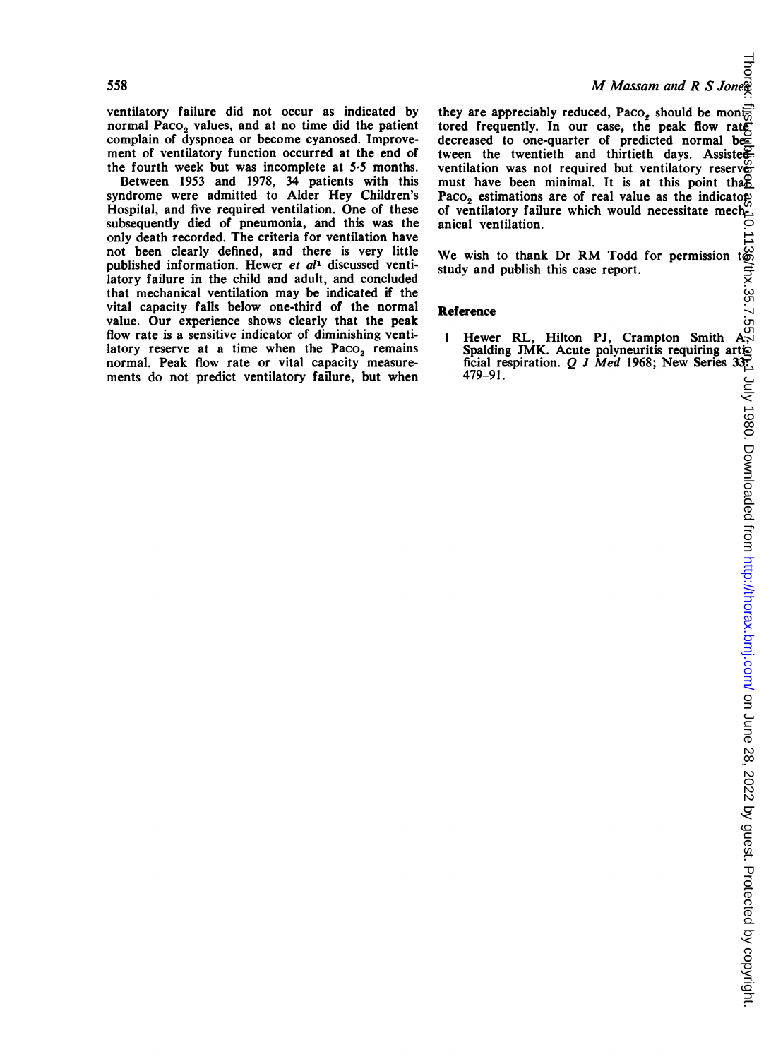ventilatory failure did not occur as indicated by normal $Pa_{CO_2}$ values, and at no time did the patient complain of dyspnoea or become cyanosed. Improvement of ventilatory function occurred at the end of the fourth week but was incomplete at 5·5 months.

Between 1953 and 1978, 34 patients with this syndrome were admitted to Alder Hey Children's Hospital, and five required ventilation. One of these subsequently died of pneumonia, and this was the only death recorded. The criteria for ventilation have not been clearly defined, and there is very little published information. Hewer *et al*[1] discussed ventilatory failure in the child and adult, and concluded that mechanical ventilation may be indicated if the vital capacity falls below one-third of the normal value. Our experience shows clearly that the peak flow rate is a sensitive indicator of diminishing ventilatory reserve at a time when the $Pa_{CO_2}$ remains normal. Peak flow rate or vital capacity measurements do not predict ventilatory failure, but when they are appreciably reduced, $Pa_{CO_2}$ should be monitored frequently. In our case, the peak flow rate decreased to one-quarter of predicted normal between the twentieth and thirtieth days. Assisted ventilation was not required but ventilatory reserve must have been minimal. It is at this point that $Pa_{CO_2}$ estimations are of real value as the indicator of ventilatory failure which would necessitate mechanical ventilation.

We wish to thank Dr RM Todd for permission to study and publish this case report.

## Reference

1 Hewer RL, Hilton PJ, Crampton Smith A, Spalding JMK. Acute polyneuritis requiring artificial respiration. *Q J Med* 1968; New Series 37: 479–91.